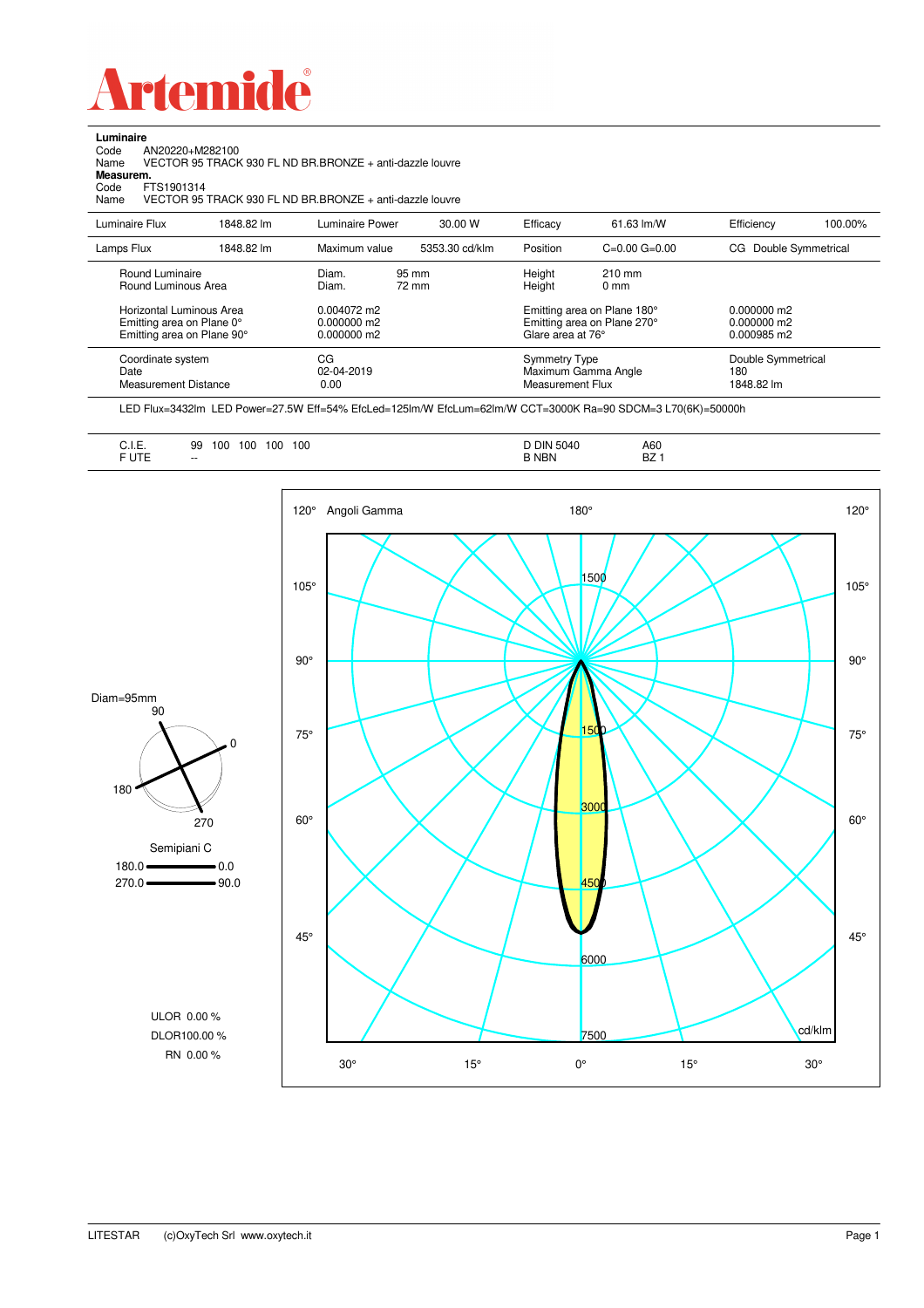# Artemide

**Luminaire**

Code AN20220+M282100

Name VECTOR 95 TRACK 930 FL ND BR.BRONZE + anti-dazzle louvre

**Measurem.**

Code FTS1901314

Name VECTOR 95 TRACK 930 FL ND BR.BRONZE + anti-dazzle louvre

| Luminaire Flux | 1848.82 lm | Luminaire Power | 30.00 W | Efficacy | 61.63 lm/W | Efficiency | 100.00% |
|---|---|---|---|---|---|---|---|
| Lamps Flux | 1848.82 lm | Maximum value | 5353.30 cd/klm | Position | C=0.00 G=0.00 | CG Double Symmetrical | |

| | | | | |
|---|---|---|---|---|
| Round Luminaire | Diam. 95 mm | Height 210 mm | | |
| Round Luminous Area | Diam. 72 mm | Height 0 mm | | |
| Horizontal Luminous Area | 0.004072 m2 | Emitting area on Plane 180° | 0.000000 m2 | |
| Emitting area on Plane 0° | 0.000000 m2 | Emitting area on Plane 270° | 0.000000 m2 | |
| Emitting area on Plane 90° | 0.000000 m2 | Glare area at 76° | 0.000985 m2 | |
| Coordinate system | CG | Symmetry Type | Double Symmetrical | |
| Date | 02-04-2019 | Maximum Gamma Angle | 180 | |
| Measurement Distance | 0.00 | Measurement Flux | 1848.82 lm | |

LED Flux=3432lm LED Power=27.5W Eff=54% EfcLed=125lm/W EfcLum=62lm/W CCT=3000K Ra=90 SDCM=3 L70(6K)=50000h

| | | | |
|---|---|---|---|
| C.I.E. | 99 100 100 100 100 | D DIN 5040 | A60 |
| F UTE | -- | B NBN | BZ 1 |

Diam=95mm

Semipiani C

180.0 — 0.0

270.0 — 90.0

ULOR 0.00 %

DLOR100.00 %

RN 0.00 %

Angoli Gamma

cd/klm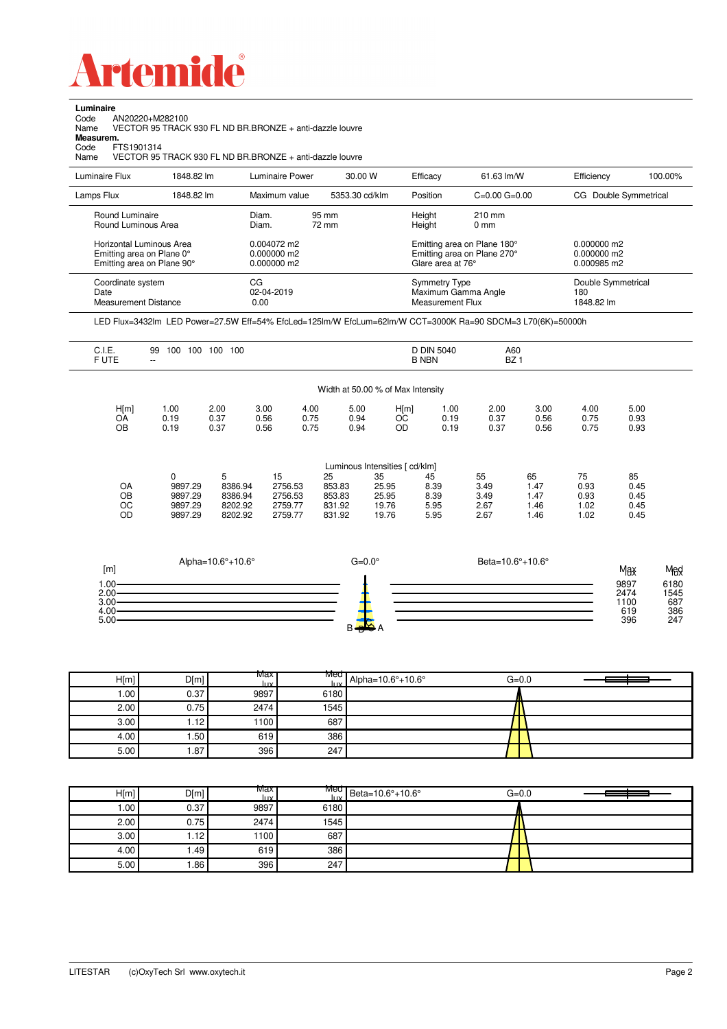# Artemide

**Luminaire**

Code AN20220+M282100

Name VECTOR 95 TRACK 930 FL ND BR.BRONZE + anti-dazzle louvre

**Measurem.**

Code FTS1901314

Name VECTOR 95 TRACK 930 FL ND BR.BRONZE + anti-dazzle louvre

| | | | | | | | |
|---|---|---|---|---|---|---|---|
| Luminaire Flux | 1848.82 lm | Luminaire Power | 30.00 W | Efficacy | 61.63 lm/W | Efficiency | 100.00% |
| Lamps Flux | 1848.82 lm | Maximum value | 5353.30 cd/klm | Position | C=0.00 G=0.00 | CG Double Symmetrical | |

| | | | | | |
|---|---|---|---|---|---|
| Round Luminaire | Diam. | 95 mm | Height | 210 mm | |
| Round Luminous Area | Diam. | 72 mm | Height | 0 mm | |
| Horizontal Luminous Area | 0.004072 m2 | | Emitting area on Plane 180° | | 0.000000 m2 |
| Emitting area on Plane 0° | 0.000000 m2 | | Emitting area on Plane 270° | | 0.000000 m2 |
| Emitting area on Plane 90° | 0.000000 m2 | | Glare area at 76° | | 0.000985 m2 |
| Coordinate system | CG | | Symmetry Type | | Double Symmetrical |
| Date | 02-04-2019 | | Maximum Gamma Angle | | 180 |
| Measurement Distance | 0.00 | | Measurement Flux | | 1848.82 lm |

LED Flux=3432lm LED Power=27.5W Eff=54% EfcLed=125lm/W EfcLum=62lm/W CCT=3000K Ra=90 SDCM=3 L70(6K)=50000h

| | | | |
|---|---|---|---|
| C.I.E. | 99 100 100 100 100 | D DIN 5040 | A60 |
| F UTE | -- | B NBN | BZ 1 |

Width at 50.00 % of Max Intensity

| H[m] | 1.00 | 2.00 | 3.00 | 4.00 | 5.00 | H[m] | 1.00 | 2.00 | 3.00 | 4.00 | 5.00 |
|---|---|---|---|---|---|---|---|---|---|---|---|
| OA | 0.19 | 0.37 | 0.56 | 0.75 | 0.94 | OC | 0.19 | 0.37 | 0.56 | 0.75 | 0.93 |
| OB | 0.19 | 0.37 | 0.56 | 0.75 | 0.94 | OD | 0.19 | 0.37 | 0.56 | 0.75 | 0.93 |

Luminous Intensities [ cd/klm]

| | 0 | 5 | 15 | 25 | 35 | 45 | 55 | 65 | 75 | 85 |
|---|---|---|---|---|---|---|---|---|---|---|
| OA | 9897.29 | 8386.94 | 2756.53 | 853.83 | 25.95 | 8.39 | 3.49 | 1.47 | 0.93 | 0.45 |
| OB | 9897.29 | 8386.94 | 2756.53 | 853.83 | 25.95 | 8.39 | 3.49 | 1.47 | 0.93 | 0.45 |
| OC | 9897.29 | 8202.92 | 2759.77 | 831.92 | 19.76 | 5.95 | 2.67 | 1.46 | 1.02 | 0.45 |
| OD | 9897.29 | 8202.92 | 2759.77 | 831.92 | 19.76 | 5.95 | 2.67 | 1.46 | 1.02 | 0.45 |

Alpha=10.6°+10.6° G=0.0° Beta=10.6°+10.6°

[m]
1.00
2.00
3.00
4.00
5.00

B D C A

Max lux: 9897, 2474, 1100, 619, 396

Med lux: 6180, 1545, 687, 386, 247

| H[m] | D[m] | Max lux | Med lux | Alpha=10.6°+10.6° G=0.0 |
|---|---|---|---|---|
| 1.00 | 0.37 | 9897 | 6180 | |
| 2.00 | 0.75 | 2474 | 1545 | |
| 3.00 | 1.12 | 1100 | 687 | |
| 4.00 | 1.50 | 619 | 386 | |
| 5.00 | 1.87 | 396 | 247 | |

| H[m] | D[m] | Max lux | Med lux | Beta=10.6°+10.6° G=0.0 |
|---|---|---|---|---|
| 1.00 | 0.37 | 9897 | 6180 | |
| 2.00 | 0.75 | 2474 | 1545 | |
| 3.00 | 1.12 | 1100 | 687 | |
| 4.00 | 1.49 | 619 | 386 | |
| 5.00 | 1.86 | 396 | 247 | |

LITESTAR (c)OxyTech Srl www.oxytech.it